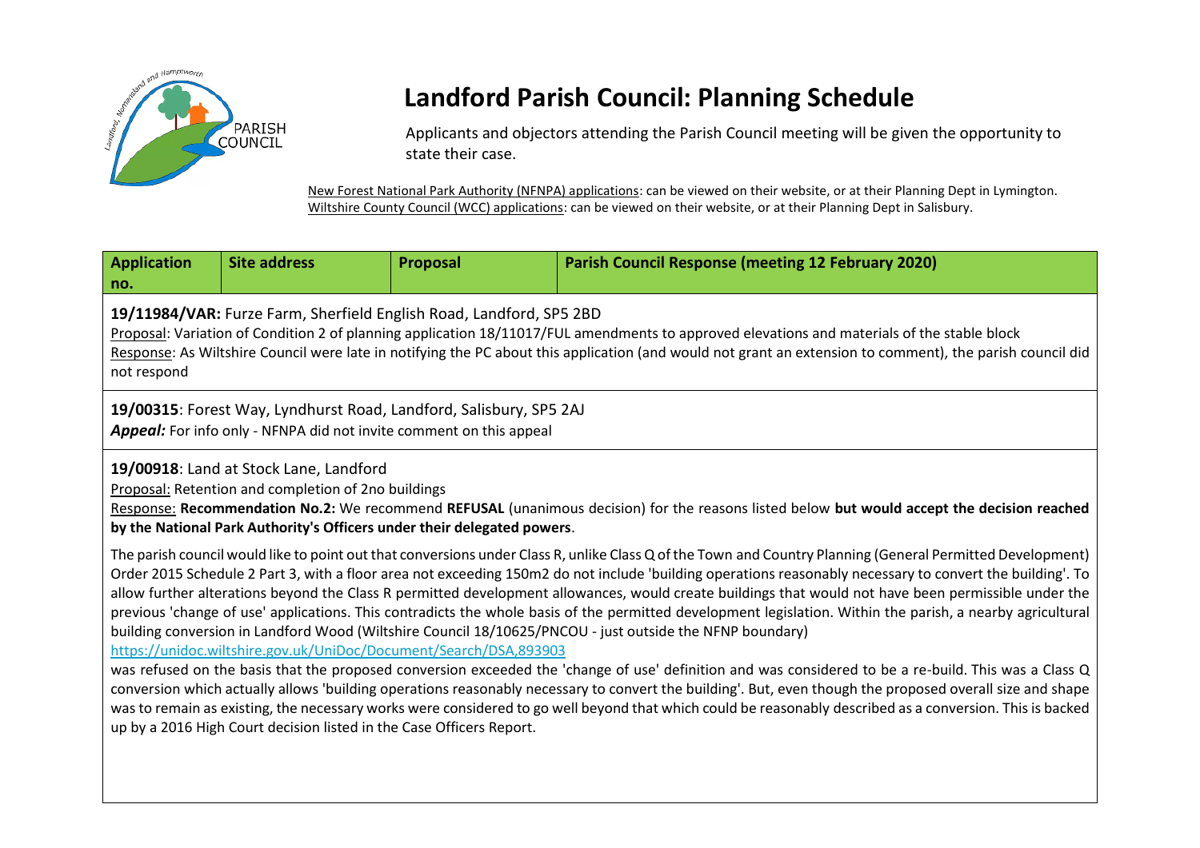# Landford Parish Council: Planning Schedule

Applicants and objectors attending the Parish Council meeting will be given the opportunity to state their case.

New Forest National Park Authority (NFNPA) applications: can be viewed on their website, or at their Planning Dept in Lymington.
Wiltshire County Council (WCC) applications: can be viewed on their website, or at their Planning Dept in Salisbury.

| Application no. | Site address | Proposal | Parish Council Response (meeting 12 February 2020) |
|---|---|---|---|

**19/11984/VAR:** Furze Farm, Sherfield English Road, Landford, SP5 2BD
Proposal: Variation of Condition 2 of planning application 18/11017/FUL amendments to approved elevations and materials of the stable block
Response: As Wiltshire Council were late in notifying the PC about this application (and would not grant an extension to comment), the parish council did not respond

**19/00315**: Forest Way, Lyndhurst Road, Landford, Salisbury, SP5 2AJ
***Appeal:*** For info only - NFNPA did not invite comment on this appeal

**19/00918**: Land at Stock Lane, Landford
Proposal: Retention and completion of 2no buildings
Response: **Recommendation No.2:** We recommend **REFUSAL** (unanimous decision) for the reasons listed below **but would accept the decision reached by the National Park Authority's Officers under their delegated powers**.

The parish council would like to point out that conversions under Class R, unlike Class Q of the Town and Country Planning (General Permitted Development) Order 2015 Schedule 2 Part 3, with a floor area not exceeding 150m2 do not include 'building operations reasonably necessary to convert the building'. To allow further alterations beyond the Class R permitted development allowances, would create buildings that would not have been permissible under the previous 'change of use' applications. This contradicts the whole basis of the permitted development legislation. Within the parish, a nearby agricultural building conversion in Landford Wood (Wiltshire Council 18/10625/PNCOU - just outside the NFNP boundary)
https://unidoc.wiltshire.gov.uk/UniDoc/Document/Search/DSA,893903
was refused on the basis that the proposed conversion exceeded the 'change of use' definition and was considered to be a re-build. This was a Class Q conversion which actually allows 'building operations reasonably necessary to convert the building'. But, even though the proposed overall size and shape was to remain as existing, the necessary works were considered to go well beyond that which could be reasonably described as a conversion. This is backed up by a 2016 High Court decision listed in the Case Officers Report.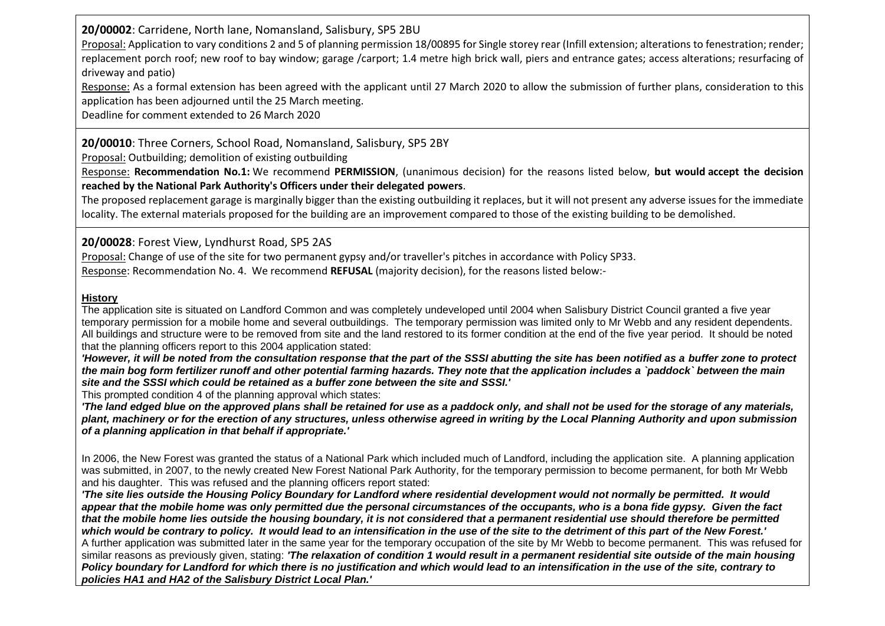**20/00002**: Carridene, North lane, Nomansland, Salisbury, SP5 2BU

Proposal: Application to vary conditions 2 and 5 of planning permission 18/00895 for Single storey rear (Infill extension; alterations to fenestration; render; replacement porch roof; new roof to bay window; garage /carport; 1.4 metre high brick wall, piers and entrance gates; access alterations; resurfacing of driveway and patio)

Response: As a formal extension has been agreed with the applicant until 27 March 2020 to allow the submission of further plans, consideration to this application has been adjourned until the 25 March meeting.

Deadline for comment extended to 26 March 2020

**20/00010**: Three Corners, School Road, Nomansland, Salisbury, SP5 2BY

Proposal: Outbuilding; demolition of existing outbuilding

Response: **Recommendation No.1:** We recommend **PERMISSION**, (unanimous decision) for the reasons listed below, **but would accept the decision reached by the National Park Authority's Officers under their delegated powers**.

The proposed replacement garage is marginally bigger than the existing outbuilding it replaces, but it will not present any adverse issues for the immediate locality. The external materials proposed for the building are an improvement compared to those of the existing building to be demolished.

**20/00028**: Forest View, Lyndhurst Road, SP5 2AS

Proposal: Change of use of the site for two permanent gypsy and/or traveller's pitches in accordance with Policy SP33.

Response: Recommendation No. 4. We recommend **REFUSAL** (majority decision), for the reasons listed below:-

**History**

The application site is situated on Landford Common and was completely undeveloped until 2004 when Salisbury District Council granted a five year temporary permission for a mobile home and several outbuildings. The temporary permission was limited only to Mr Webb and any resident dependents. All buildings and structure were to be removed from site and the land restored to its former condition at the end of the five year period. It should be noted that the planning officers report to this 2004 application stated:

***'However, it will be noted from the consultation response that the part of the SSSI abutting the site has been notified as a buffer zone to protect the main bog form fertilizer runoff and other potential farming hazards. They note that the application includes a `paddock` between the main site and the SSSI which could be retained as a buffer zone between the site and SSSI.'***

This prompted condition 4 of the planning approval which states:

***'The land edged blue on the approved plans shall be retained for use as a paddock only, and shall not be used for the storage of any materials, plant, machinery or for the erection of any structures, unless otherwise agreed in writing by the Local Planning Authority and upon submission of a planning application in that behalf if appropriate.'***

In 2006, the New Forest was granted the status of a National Park which included much of Landford, including the application site. A planning application was submitted, in 2007, to the newly created New Forest National Park Authority, for the temporary permission to become permanent, for both Mr Webb and his daughter. This was refused and the planning officers report stated:

***'The site lies outside the Housing Policy Boundary for Landford where residential development would not normally be permitted. It would appear that the mobile home was only permitted due the personal circumstances of the occupants, who is a bona fide gypsy. Given the fact that the mobile home lies outside the housing boundary, it is not considered that a permanent residential use should therefore be permitted which would be contrary to policy. It would lead to an intensification in the use of the site to the detriment of this part of the New Forest.'***

A further application was submitted later in the same year for the temporary occupation of the site by Mr Webb to become permanent. This was refused for similar reasons as previously given, stating: ***'The relaxation of condition 1 would result in a permanent residential site outside of the main housing Policy boundary for Landford for which there is no justification and which would lead to an intensification in the use of the site, contrary to policies HA1 and HA2 of the Salisbury District Local Plan.'***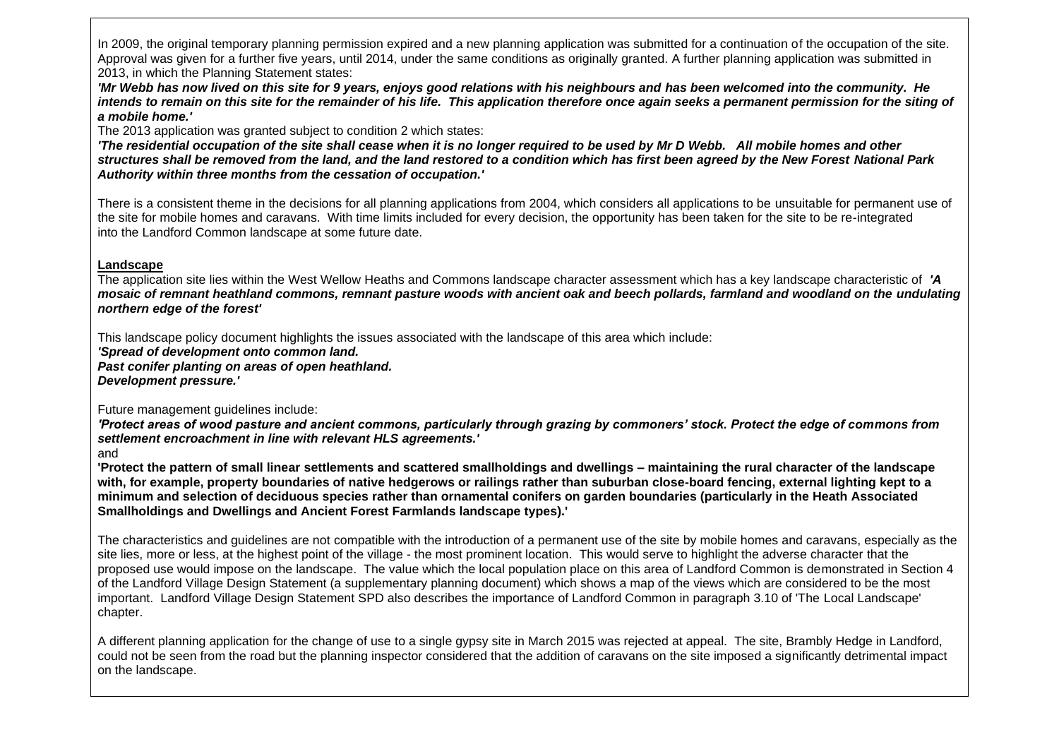In 2009, the original temporary planning permission expired and a new planning application was submitted for a continuation of the occupation of the site. Approval was given for a further five years, until 2014, under the same conditions as originally granted. A further planning application was submitted in 2013, in which the Planning Statement states:

***'Mr Webb has now lived on this site for 9 years, enjoys good relations with his neighbours and has been welcomed into the community. He intends to remain on this site for the remainder of his life. This application therefore once again seeks a permanent permission for the siting of a mobile home.'***

The 2013 application was granted subject to condition 2 which states:

***'The residential occupation of the site shall cease when it is no longer required to be used by Mr D Webb. All mobile homes and other structures shall be removed from the land, and the land restored to a condition which has first been agreed by the New Forest National Park Authority within three months from the cessation of occupation.'***

There is a consistent theme in the decisions for all planning applications from 2004, which considers all applications to be unsuitable for permanent use of the site for mobile homes and caravans. With time limits included for every decision, the opportunity has been taken for the site to be re-integrated into the Landford Common landscape at some future date.

## Landscape

The application site lies within the West Wellow Heaths and Commons landscape character assessment which has a key landscape characteristic of ***'A mosaic of remnant heathland commons, remnant pasture woods with ancient oak and beech pollards, farmland and woodland on the undulating northern edge of the forest'***

This landscape policy document highlights the issues associated with the landscape of this area which include:

***'Spread of development onto common land.***
***Past conifer planting on areas of open heathland.***
***Development pressure.'***

Future management guidelines include:

***'Protect areas of wood pasture and ancient commons, particularly through grazing by commoners' stock. Protect the edge of commons from settlement encroachment in line with relevant HLS agreements.'***

and

**'Protect the pattern of small linear settlements and scattered smallholdings and dwellings – maintaining the rural character of the landscape with, for example, property boundaries of native hedgerows or railings rather than suburban close-board fencing, external lighting kept to a minimum and selection of deciduous species rather than ornamental conifers on garden boundaries (particularly in the Heath Associated Smallholdings and Dwellings and Ancient Forest Farmlands landscape types).'**

The characteristics and guidelines are not compatible with the introduction of a permanent use of the site by mobile homes and caravans, especially as the site lies, more or less, at the highest point of the village - the most prominent location. This would serve to highlight the adverse character that the proposed use would impose on the landscape. The value which the local population place on this area of Landford Common is demonstrated in Section 4 of the Landford Village Design Statement (a supplementary planning document) which shows a map of the views which are considered to be the most important. Landford Village Design Statement SPD also describes the importance of Landford Common in paragraph 3.10 of 'The Local Landscape' chapter.

A different planning application for the change of use to a single gypsy site in March 2015 was rejected at appeal. The site, Brambly Hedge in Landford, could not be seen from the road but the planning inspector considered that the addition of caravans on the site imposed a significantly detrimental impact on the landscape.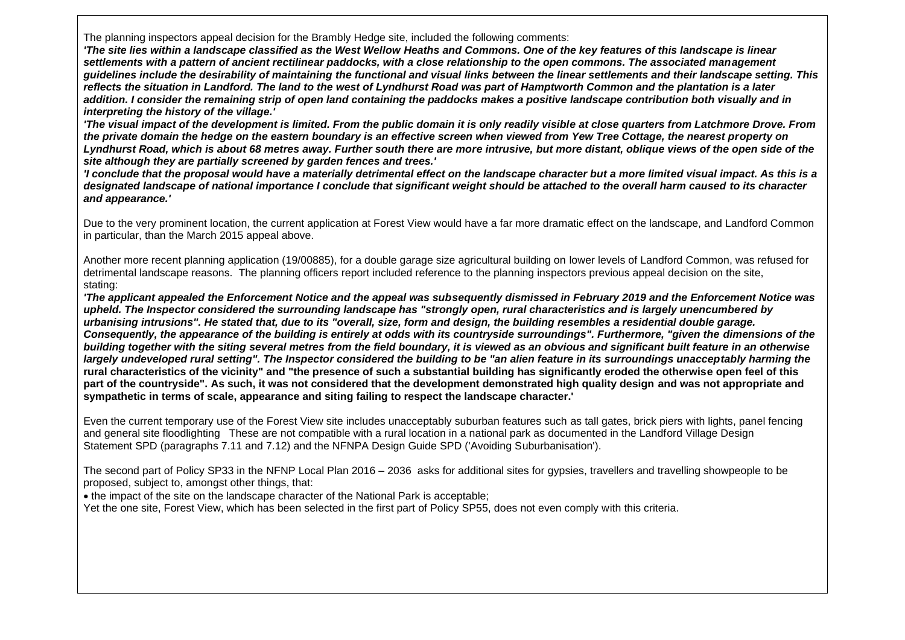The planning inspectors appeal decision for the Brambly Hedge site, included the following comments:

***'The site lies within a landscape classified as the West Wellow Heaths and Commons. One of the key features of this landscape is linear settlements with a pattern of ancient rectilinear paddocks, with a close relationship to the open commons. The associated management guidelines include the desirability of maintaining the functional and visual links between the linear settlements and their landscape setting. This reflects the situation in Landford. The land to the west of Lyndhurst Road was part of Hamptworth Common and the plantation is a later addition. I consider the remaining strip of open land containing the paddocks makes a positive landscape contribution both visually and in interpreting the history of the village.'***

***'The visual impact of the development is limited. From the public domain it is only readily visible at close quarters from Latchmore Drove. From the private domain the hedge on the eastern boundary is an effective screen when viewed from Yew Tree Cottage, the nearest property on Lyndhurst Road, which is about 68 metres away. Further south there are more intrusive, but more distant, oblique views of the open side of the site although they are partially screened by garden fences and trees.'***

***'I conclude that the proposal would have a materially detrimental effect on the landscape character but a more limited visual impact. As this is a designated landscape of national importance I conclude that significant weight should be attached to the overall harm caused to its character and appearance.'***

Due to the very prominent location, the current application at Forest View would have a far more dramatic effect on the landscape, and Landford Common in particular, than the March 2015 appeal above.

Another more recent planning application (19/00885), for a double garage size agricultural building on lower levels of Landford Common, was refused for detrimental landscape reasons. The planning officers report included reference to the planning inspectors previous appeal decision on the site, stating:

***'The applicant appealed the Enforcement Notice and the appeal was subsequently dismissed in February 2019 and the Enforcement Notice was upheld. The Inspector considered the surrounding landscape has "strongly open, rural characteristics and is largely unencumbered by urbanising intrusions". He stated that, due to its "overall, size, form and design, the building resembles a residential double garage. Consequently, the appearance of the building is entirely at odds with its countryside surroundings". Furthermore, "given the dimensions of the building together with the siting several metres from the field boundary, it is viewed as an obvious and significant built feature in an otherwise largely undeveloped rural setting". The Inspector considered the building to be "an alien feature in its surroundings unacceptably harming the*** **rural characteristics of the vicinity" and "the presence of such a substantial building has significantly eroded the otherwise open feel of this part of the countryside". As such, it was not considered that the development demonstrated high quality design and was not appropriate and sympathetic in terms of scale, appearance and siting failing to respect the landscape character.'**

Even the current temporary use of the Forest View site includes unacceptably suburban features such as tall gates, brick piers with lights, panel fencing and general site floodlighting These are not compatible with a rural location in a national park as documented in the Landford Village Design Statement SPD (paragraphs 7.11 and 7.12) and the NFNPA Design Guide SPD ('Avoiding Suburbanisation').

The second part of Policy SP33 in the NFNP Local Plan 2016 – 2036 asks for additional sites for gypsies, travellers and travelling showpeople to be proposed, subject to, amongst other things, that:

- the impact of the site on the landscape character of the National Park is acceptable;

Yet the one site, Forest View, which has been selected in the first part of Policy SP55, does not even comply with this criteria.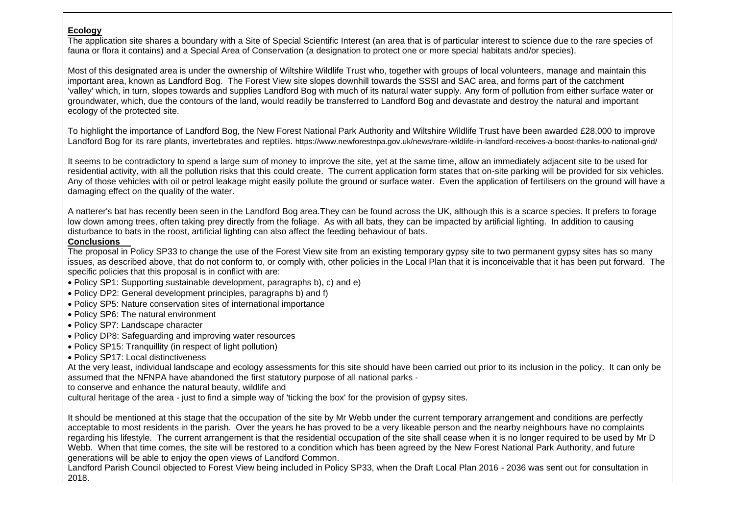**Ecology**

The application site shares a boundary with a Site of Special Scientific Interest (an area that is of particular interest to science due to the rare species of fauna or flora it contains) and a Special Area of Conservation (a designation to protect one or more special habitats and/or species).

Most of this designated area is under the ownership of Wiltshire Wildlife Trust who, together with groups of local volunteers, manage and maintain this important area, known as Landford Bog. The Forest View site slopes downhill towards the SSSI and SAC area, and forms part of the catchment 'valley' which, in turn, slopes towards and supplies Landford Bog with much of its natural water supply. Any form of pollution from either surface water or groundwater, which, due the contours of the land, would readily be transferred to Landford Bog and devastate and destroy the natural and important ecology of the protected site.

To highlight the importance of Landford Bog, the New Forest National Park Authority and Wiltshire Wildlife Trust have been awarded £28,000 to improve Landford Bog for its rare plants, invertebrates and reptiles. https://www.newforestnpa.gov.uk/news/rare-wildlife-in-landford-receives-a-boost-thanks-to-national-grid/

It seems to be contradictory to spend a large sum of money to improve the site, yet at the same time, allow an immediately adjacent site to be used for residential activity, with all the pollution risks that this could create. The current application form states that on-site parking will be provided for six vehicles. Any of those vehicles with oil or petrol leakage might easily pollute the ground or surface water. Even the application of fertilisers on the ground will have a damaging effect on the quality of the water.

A natterer's bat has recently been seen in the Landford Bog area.They can be found across the UK, although this is a scarce species. It prefers to forage low down among trees, often taking prey directly from the foliage. As with all bats, they can be impacted by artificial lighting. In addition to causing disturbance to bats in the roost, artificial lighting can also affect the feeding behaviour of bats.

**Conclusions**

The proposal in Policy SP33 to change the use of the Forest View site from an existing temporary gypsy site to two permanent gypsy sites has so many issues, as described above, that do not conform to, or comply with, other policies in the Local Plan that it is inconceivable that it has been put forward. The specific policies that this proposal is in conflict with are:

- Policy SP1: Supporting sustainable development, paragraphs b), c) and e)
- Policy DP2: General development principles, paragraphs b) and f)
- Policy SP5: Nature conservation sites of international importance
- Policy SP6: The natural environment
- Policy SP7: Landscape character
- Policy DP8: Safeguarding and improving water resources
- Policy SP15: Tranquillity (in respect of light pollution)
- Policy SP17: Local distinctiveness

At the very least, individual landscape and ecology assessments for this site should have been carried out prior to its inclusion in the policy. It can only be assumed that the NFNPA have abandoned the first statutory purpose of all national parks -
to conserve and enhance the natural beauty, wildlife and
cultural heritage of the area - just to find a simple way of 'ticking the box' for the provision of gypsy sites.

It should be mentioned at this stage that the occupation of the site by Mr Webb under the current temporary arrangement and conditions are perfectly acceptable to most residents in the parish. Over the years he has proved to be a very likeable person and the nearby neighbours have no complaints regarding his lifestyle. The current arrangement is that the residential occupation of the site shall cease when it is no longer required to be used by Mr D Webb. When that time comes, the site will be restored to a condition which has been agreed by the New Forest National Park Authority, and future generations will be able to enjoy the open views of Landford Common.

Landford Parish Council objected to Forest View being included in Policy SP33, when the Draft Local Plan 2016 - 2036 was sent out for consultation in 2018.